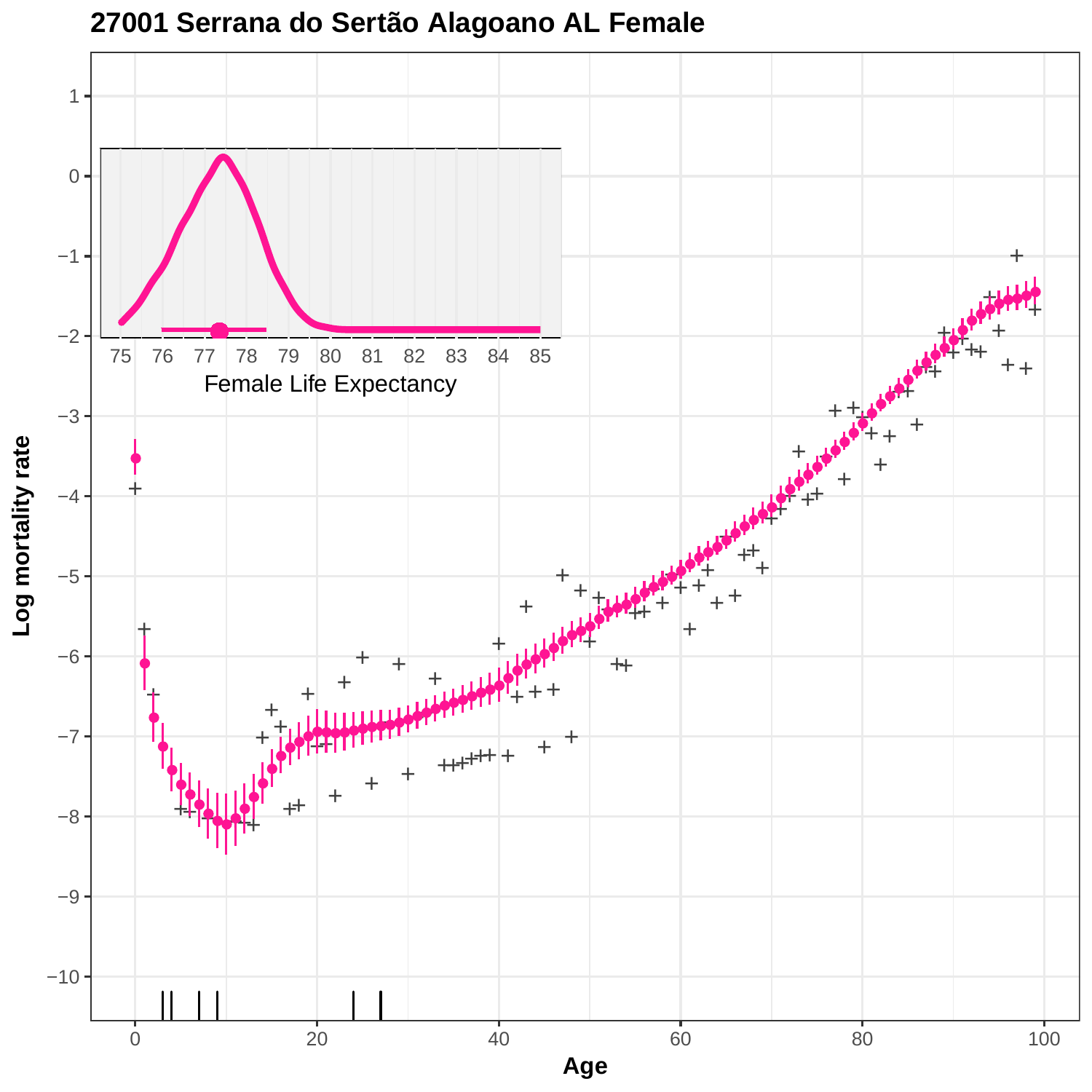# 27001 Serrana do Sertão Alagoano AL Female

Female Life Expectancy

Log mortality rate

Age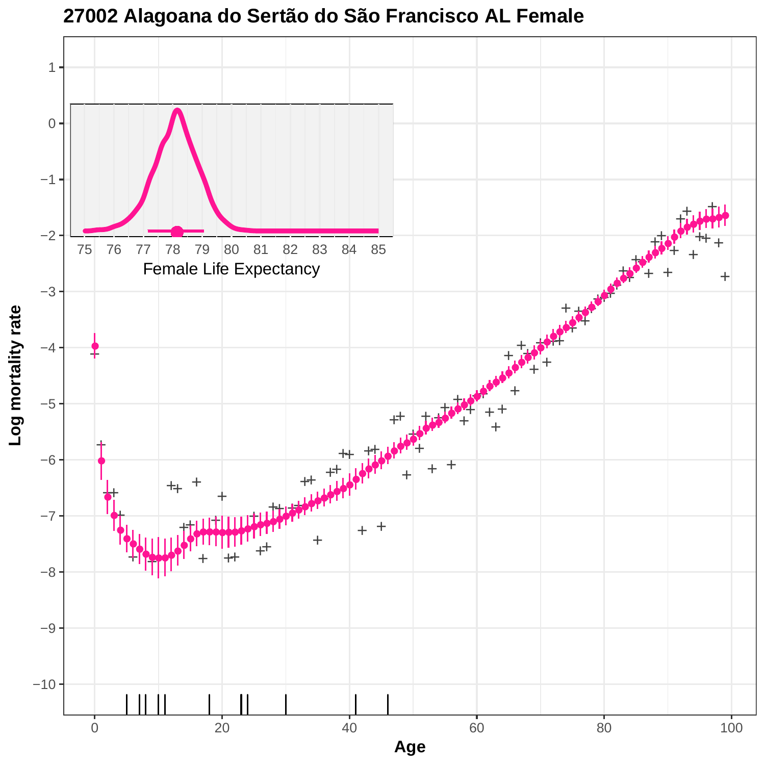# 27002 Alagoana do Sertão do São Francisco AL Female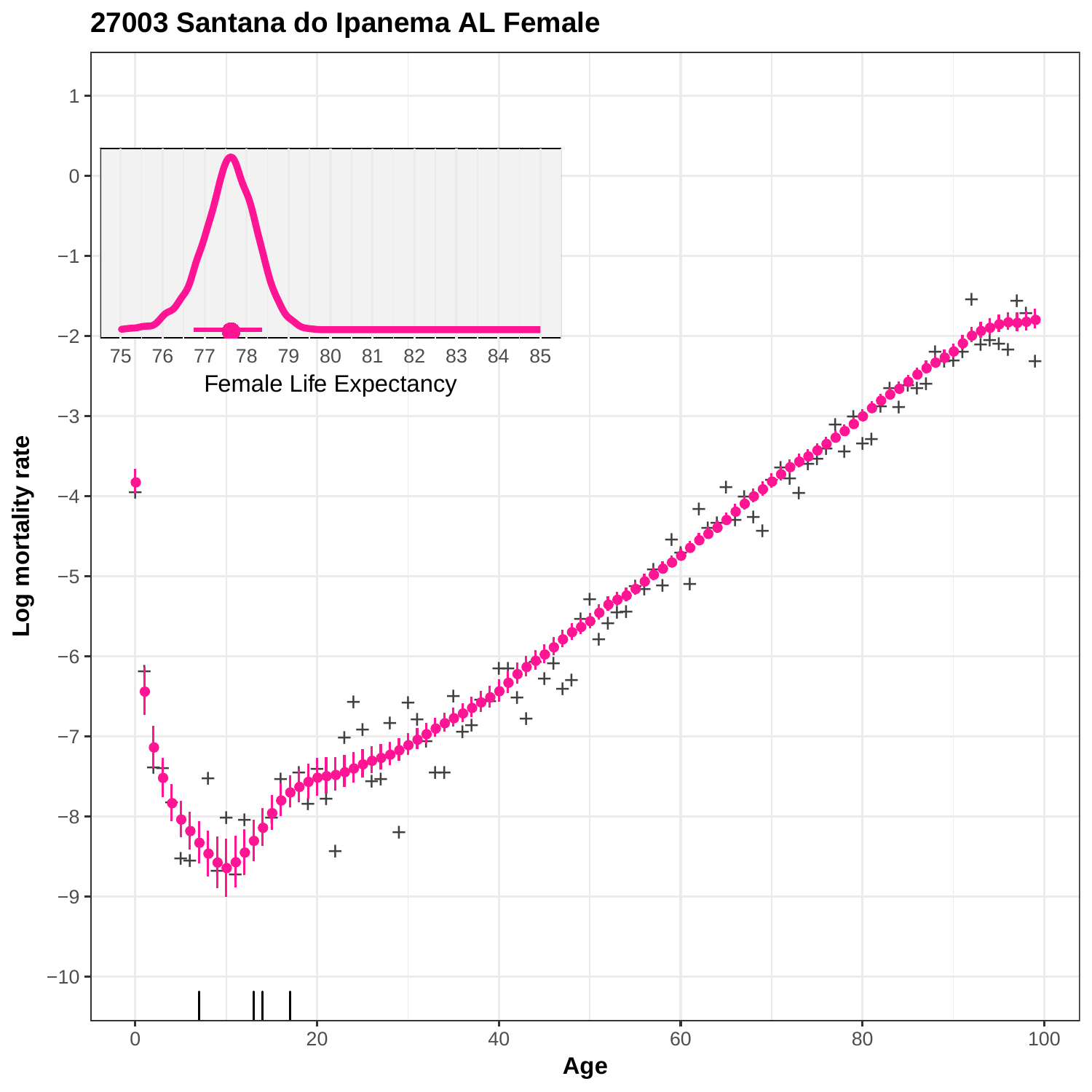# 27003 Santana do Ipanema AL Female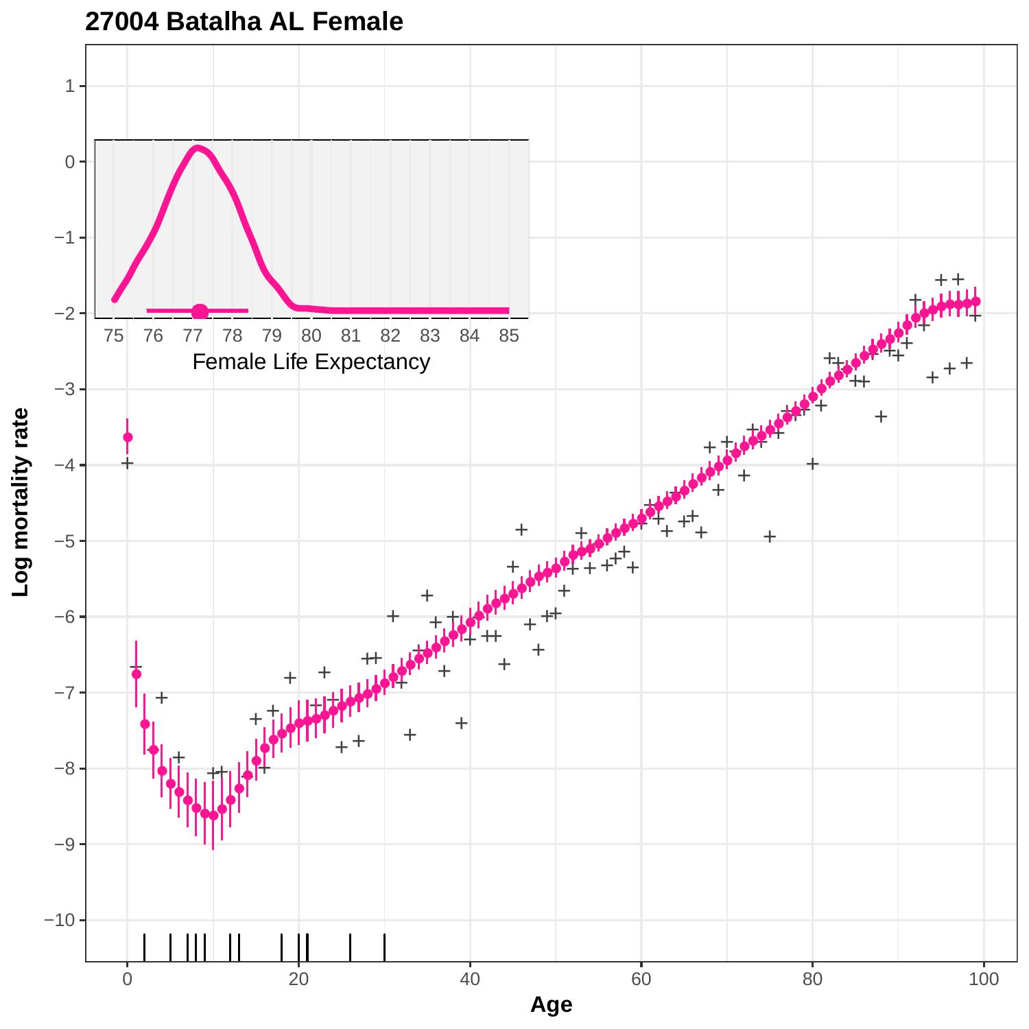# 27004 Batalha AL Female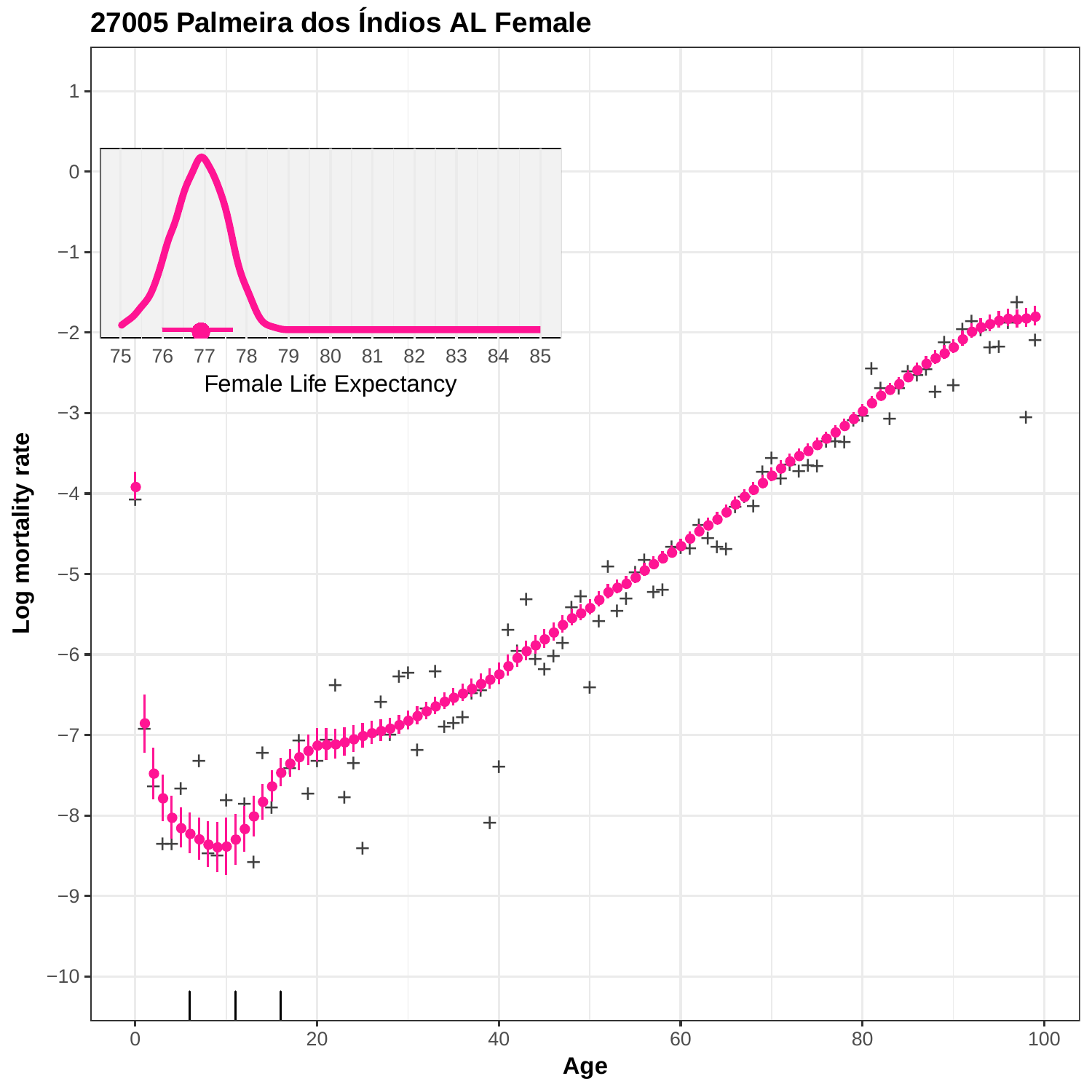# 27005 Palmeira dos Índios AL Female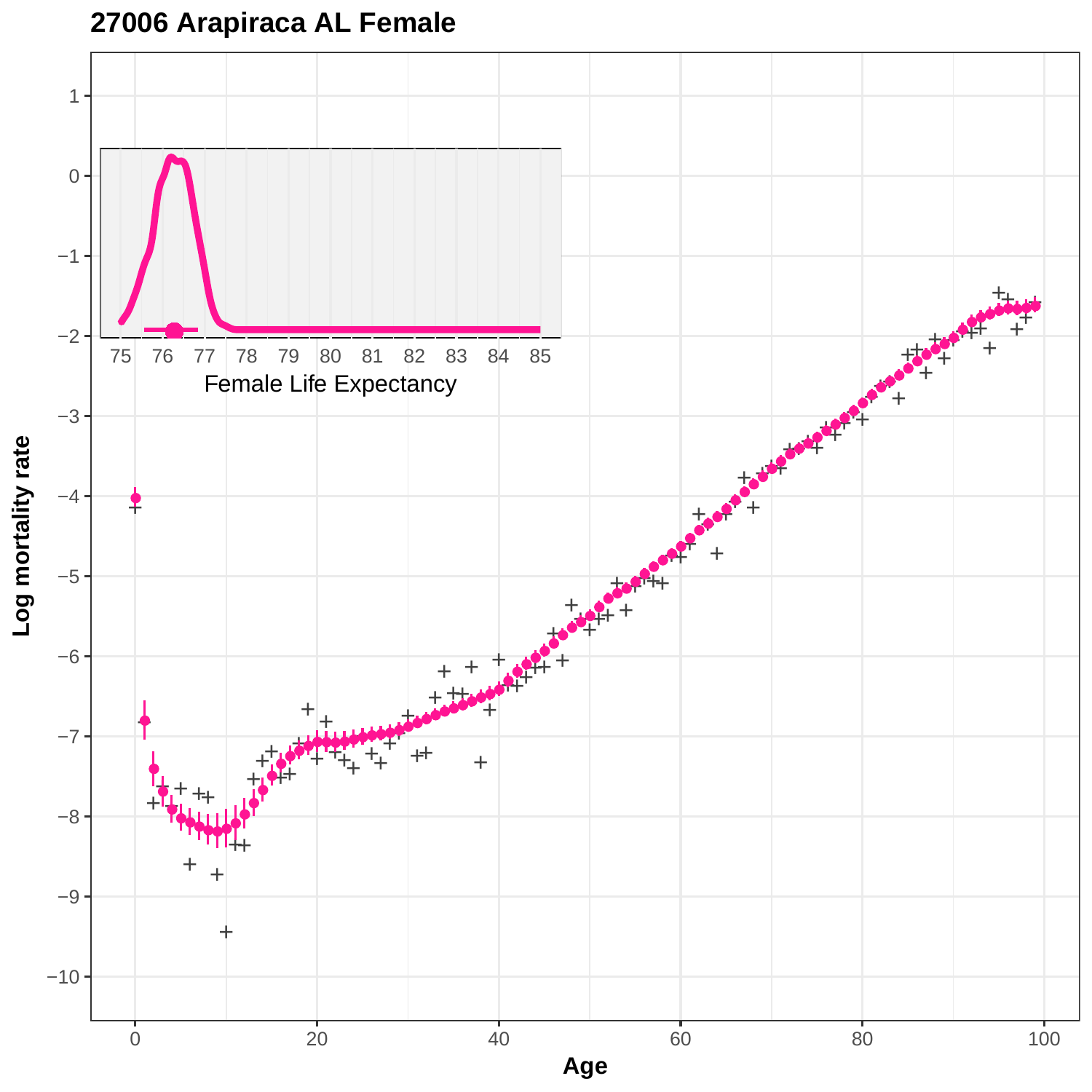27006 Arapiraca AL Female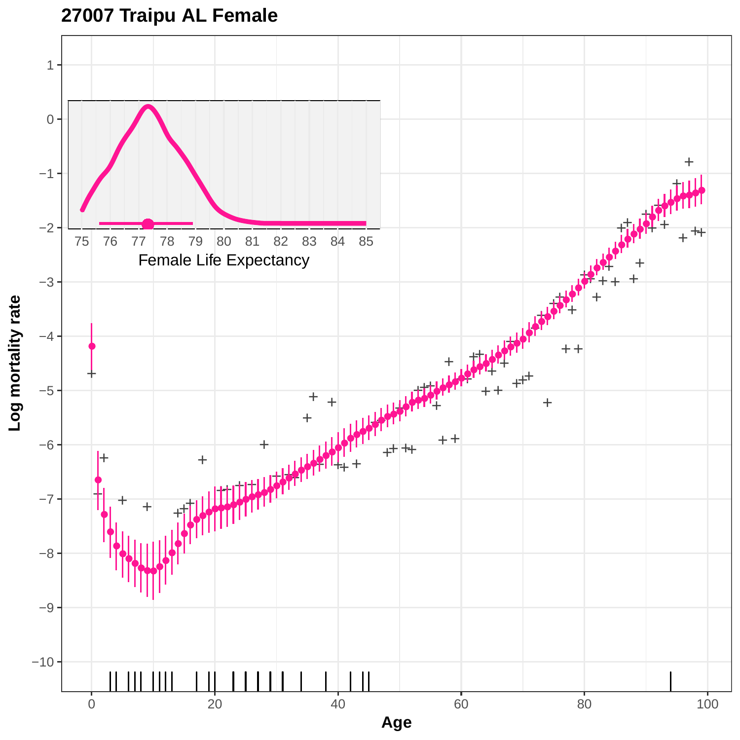**27007 Traipu AL Female**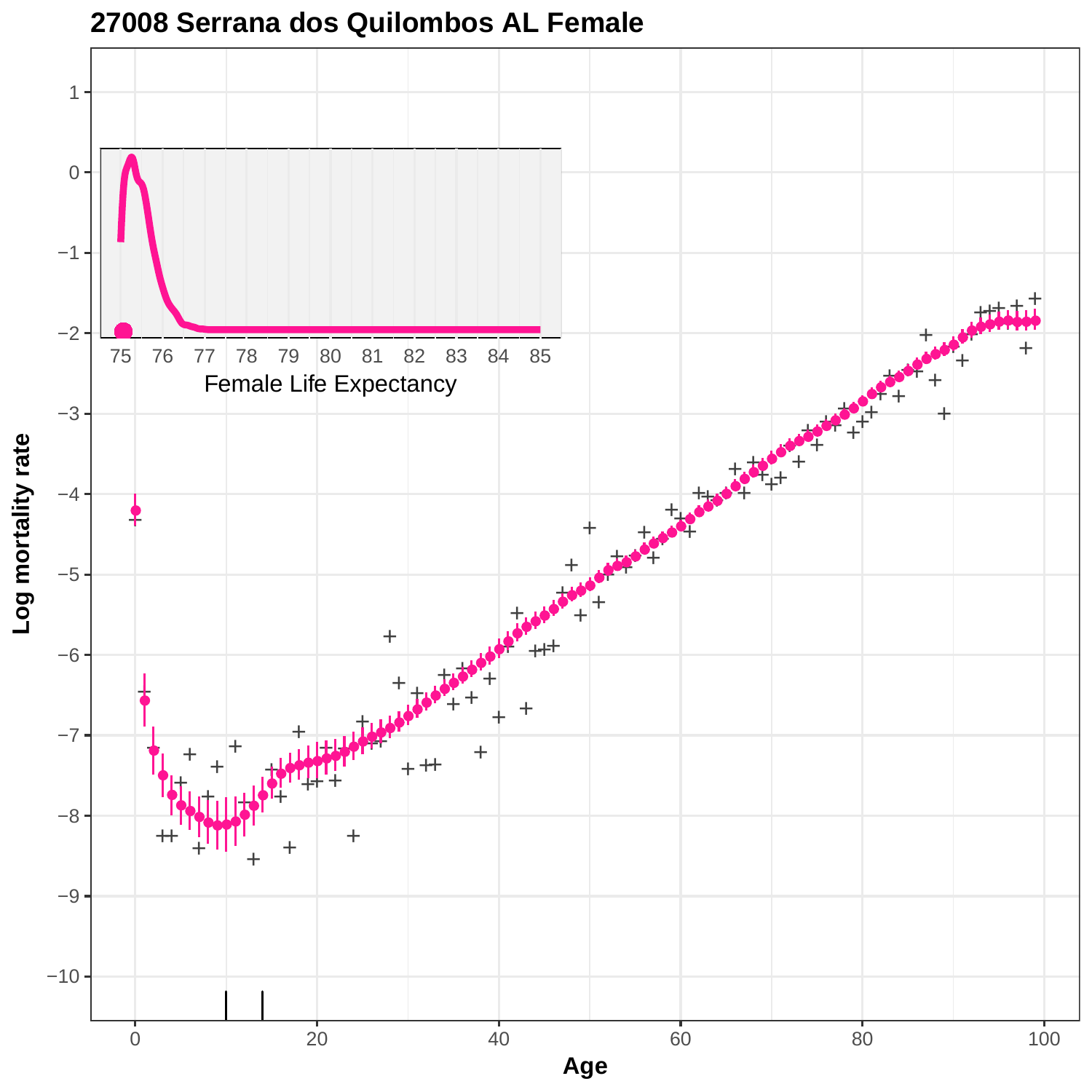# 27008 Serrana dos Quilombos AL Female

Log mortality rate

Age

Female Life Expectancy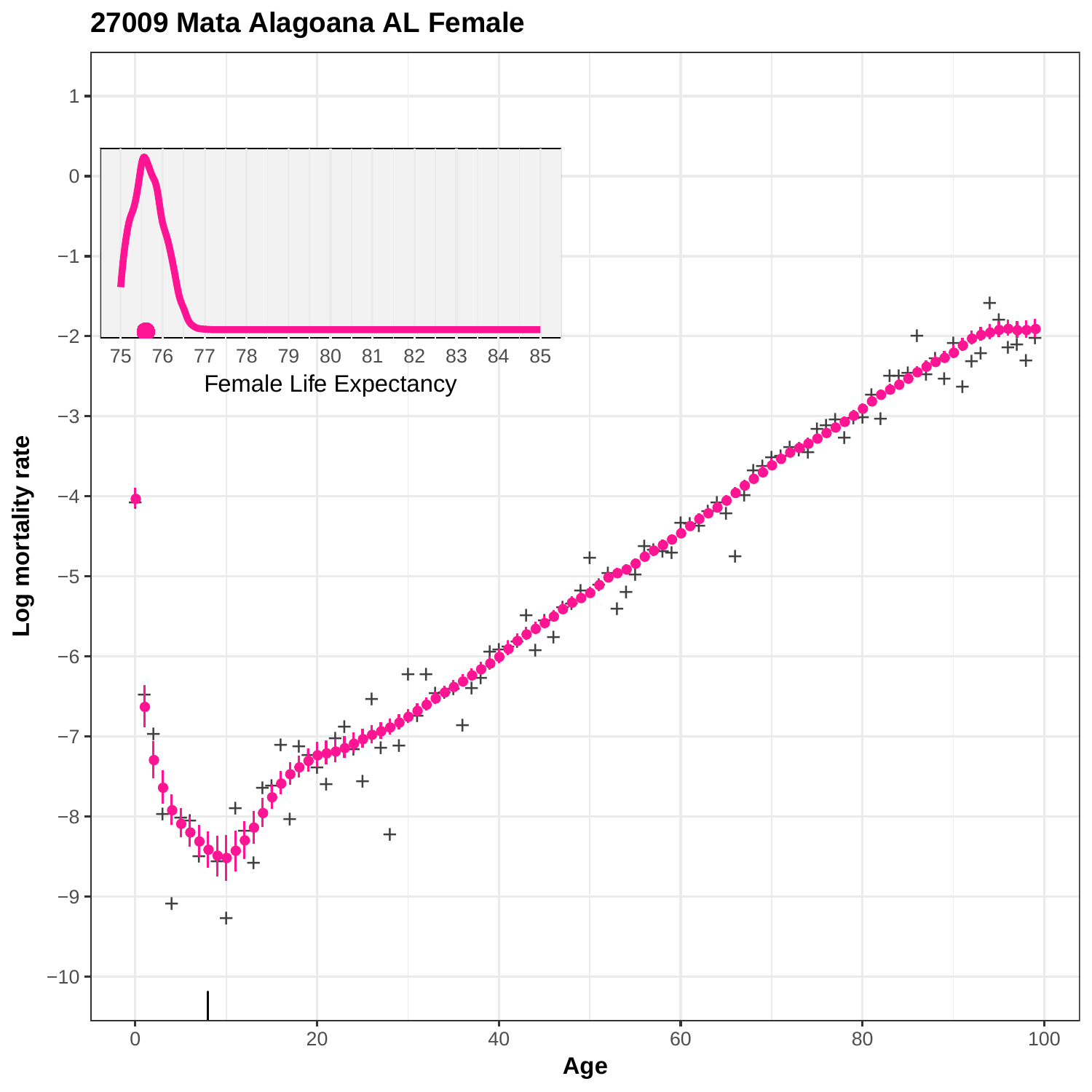**27009 Mata Alagoana AL Female**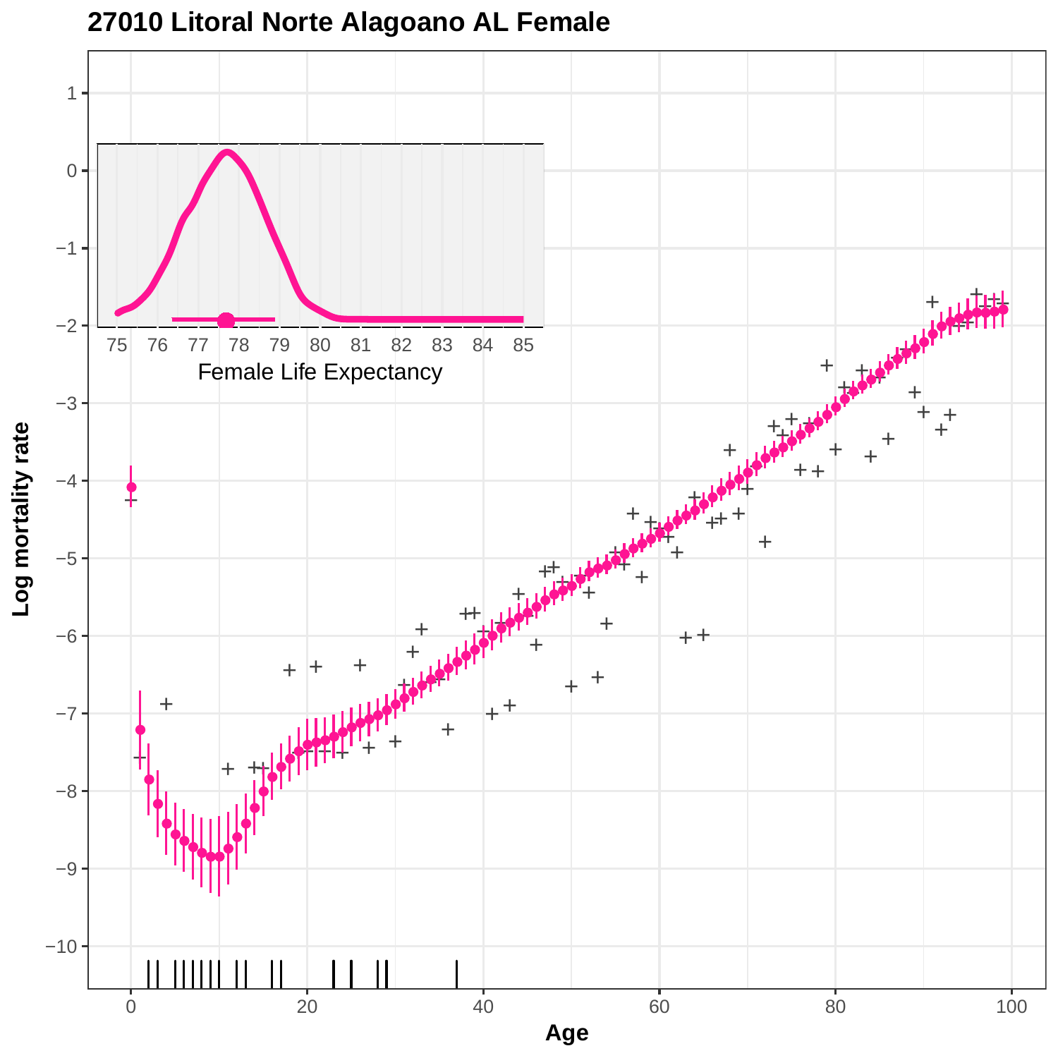# 27010 Litoral Norte Alagoano AL Female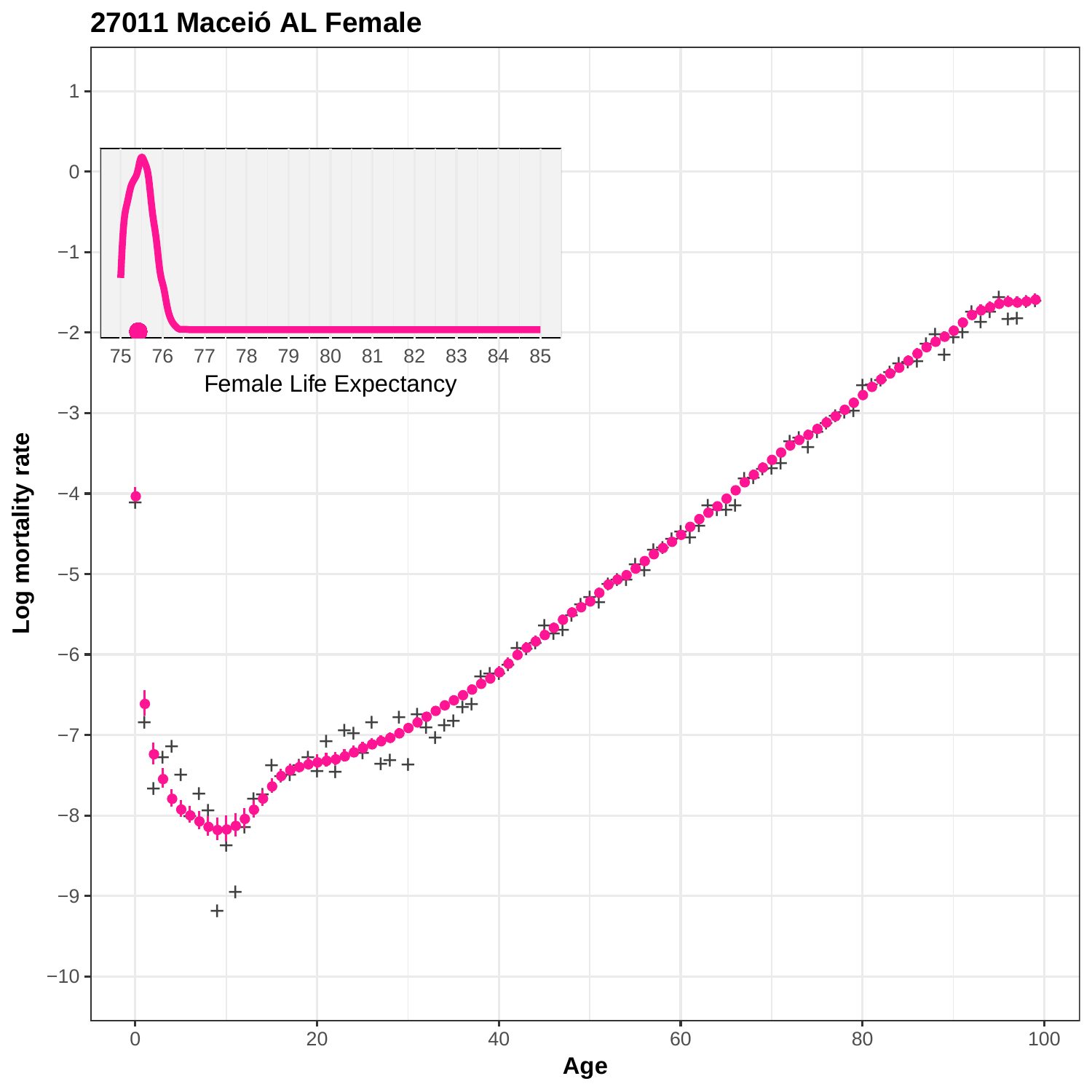## 27011 Maceió AL Female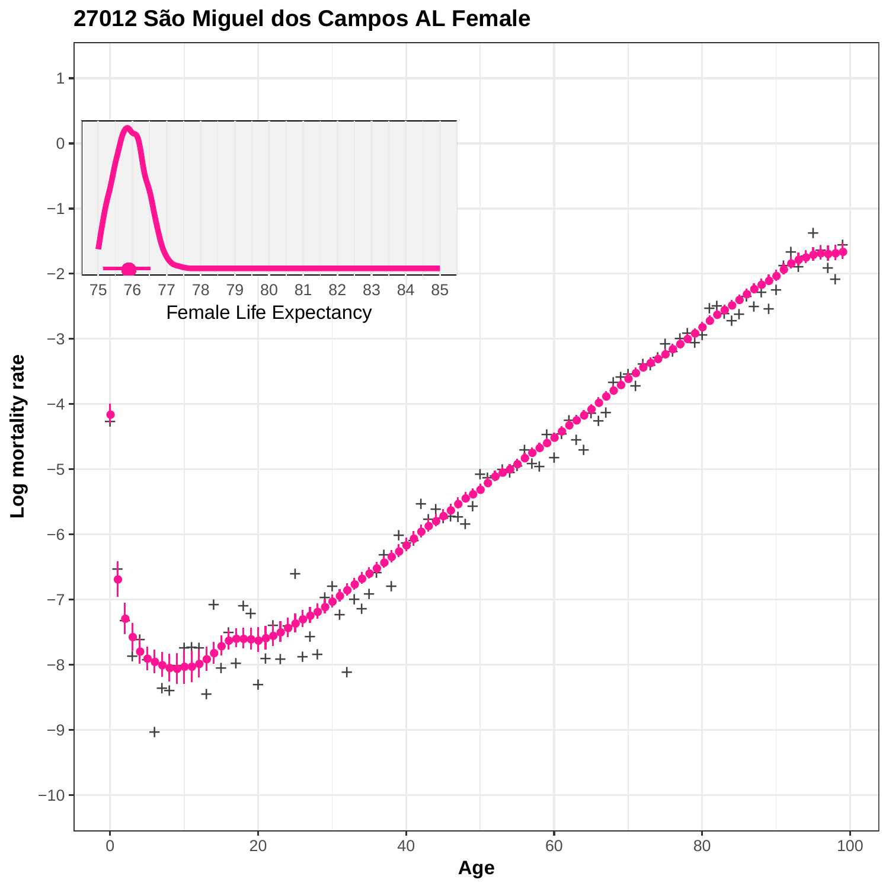# 27012 São Miguel dos Campos AL Female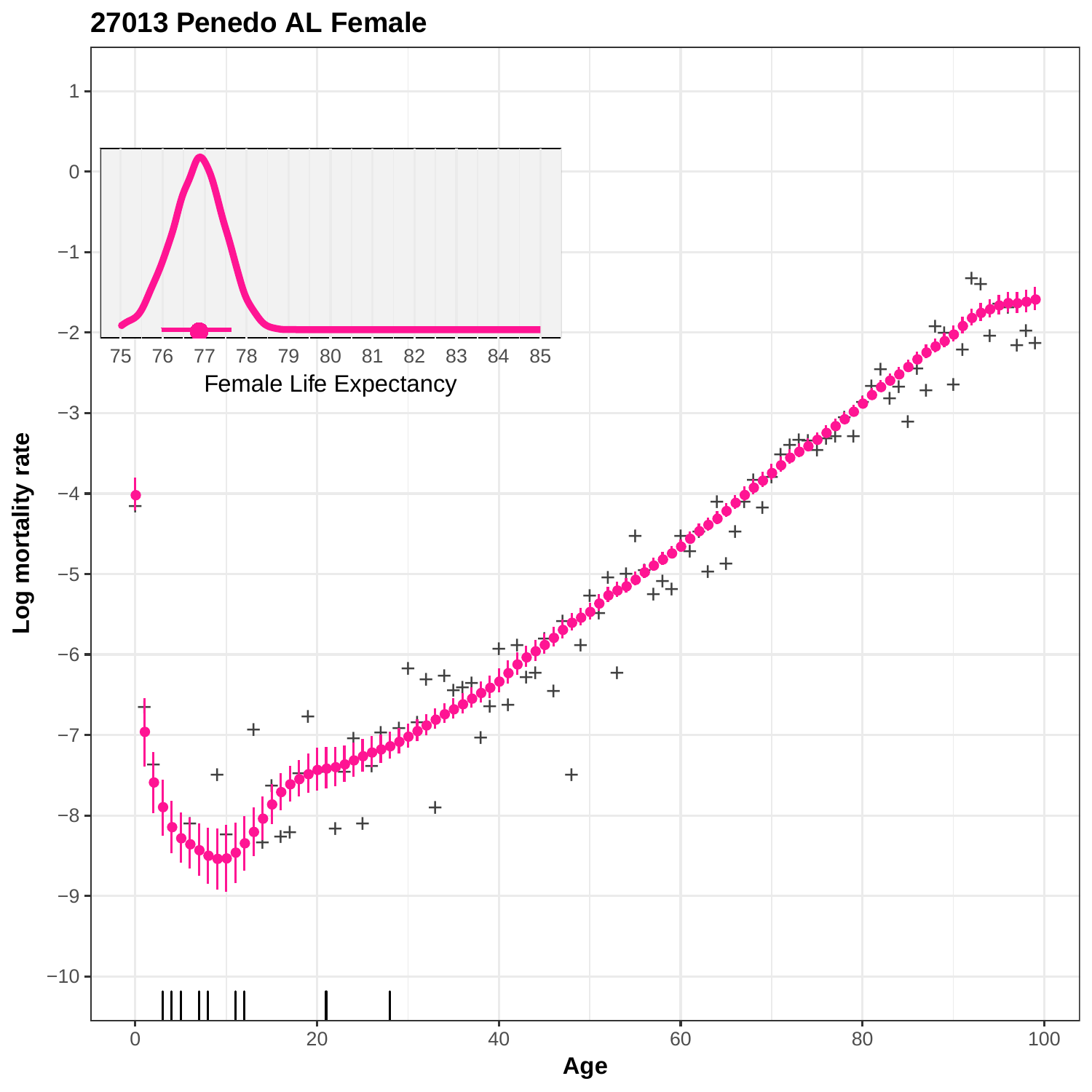**27013 Penedo AL Female**

Log mortality rate

1
0
−1
−2
−3
−4
−5
−6
−7
−8
−9
−10

Age

0
20
40
60
80
100

Female Life Expectancy

75
76
77
78
79
80
81
82
83
84
85